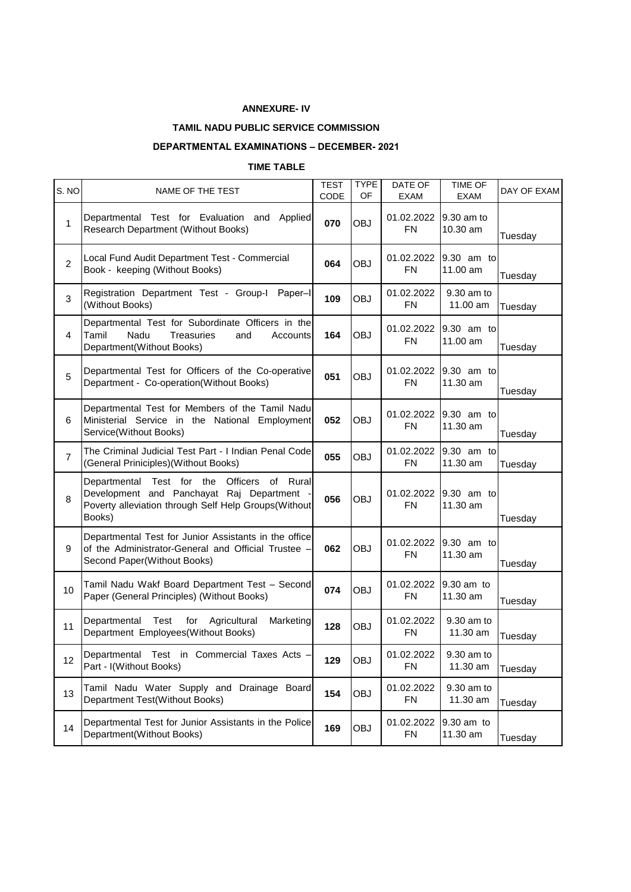**ANNEXURE- IV**

**TAMIL NADU PUBLIC SERVICE COMMISSION**

**DEPARTMENTAL EXAMINATIONS – DECEMBER- 2021**

**TIME TABLE**

| S. NO | NAME OF THE TEST | TEST CODE | TYPE OF | DATE OF EXAM | TIME OF EXAM | DAY OF EXAM |
|---|---|---|---|---|---|---|
| 1 | Departmental Test for Evaluation and Applied Research Department (Without Books) | **070** | OBJ | 01.02.2022 FN | 9.30 am to 10.30 am | Tuesday |
| 2 | Local Fund Audit Department Test - Commercial Book - keeping (Without Books) | **064** | OBJ | 01.02.2022 FN | 9.30 am to 11.00 am | Tuesday |
| 3 | Registration Department Test - Group-I Paper–I (Without Books) | **109** | OBJ | 01.02.2022 FN | 9.30 am to 11.00 am | Tuesday |
| 4 | Departmental Test for Subordinate Officers in the Tamil Nadu Treasuries and Accounts Department(Without Books) | **164** | OBJ | 01.02.2022 FN | 9.30 am to 11.00 am | Tuesday |
| 5 | Departmental Test for Officers of the Co-operative Department - Co-operation(Without Books) | **051** | OBJ | 01.02.2022 FN | 9.30 am to 11.30 am | Tuesday |
| 6 | Departmental Test for Members of the Tamil Nadu Ministerial Service in the National Employment Service(Without Books) | **052** | OBJ | 01.02.2022 FN | 9.30 am to 11.30 am | Tuesday |
| 7 | The Criminal Judicial Test Part - I Indian Penal Code (General Priniciples)(Without Books) | **055** | OBJ | 01.02.2022 FN | 9.30 am to 11.30 am | Tuesday |
| 8 | Departmental Test for the Officers of Rural Development and Panchayat Raj Department - Poverty alleviation through Self Help Groups(Without Books) | **056** | OBJ | 01.02.2022 FN | 9.30 am to 11.30 am | Tuesday |
| 9 | Departmental Test for Junior Assistants in the office of the Administrator-General and Official Trustee – Second Paper(Without Books) | **062** | OBJ | 01.02.2022 FN | 9.30 am to 11.30 am | Tuesday |
| 10 | Tamil Nadu Wakf Board Department Test – Second Paper (General Principles) (Without Books) | **074** | OBJ | 01.02.2022 FN | 9.30 am to 11.30 am | Tuesday |
| 11 | Departmental Test for Agricultural Marketing Department Employees(Without Books) | **128** | OBJ | 01.02.2022 FN | 9.30 am to 11.30 am | Tuesday |
| 12 | Departmental Test in Commercial Taxes Acts – Part - I(Without Books) | **129** | OBJ | 01.02.2022 FN | 9.30 am to 11.30 am | Tuesday |
| 13 | Tamil Nadu Water Supply and Drainage Board Department Test(Without Books) | **154** | OBJ | 01.02.2022 FN | 9.30 am to 11.30 am | Tuesday |
| 14 | Departmental Test for Junior Assistants in the Police Department(Without Books) | **169** | OBJ | 01.02.2022 FN | 9.30 am to 11.30 am | Tuesday |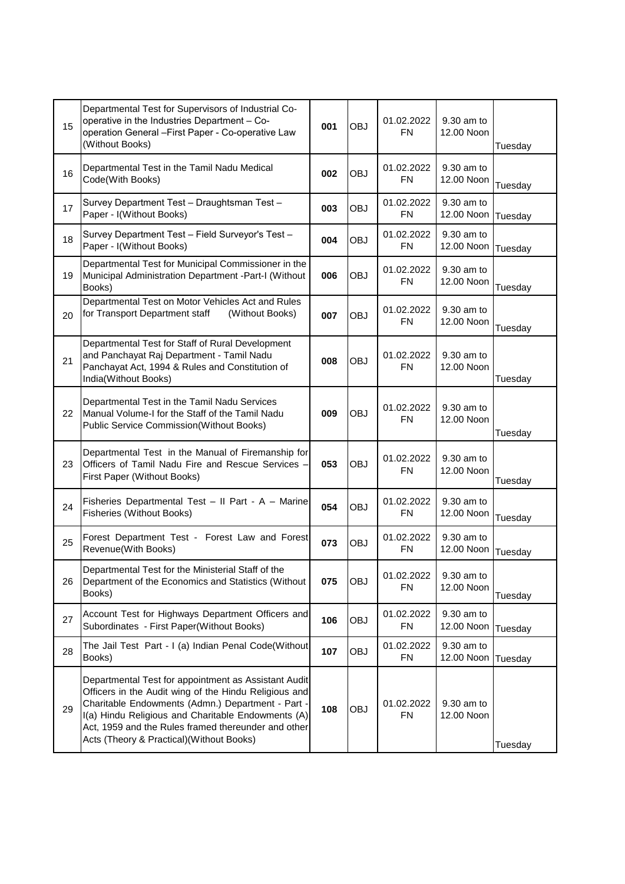| 15 | Departmental Test for Supervisors of Industrial Co-operative in the Industries Department – Co-operation General –First Paper - Co-operative Law (Without Books) | **001** | OBJ | 01.02.2022 FN | 9.30 am to 12.00 Noon | Tuesday |
|---|---|---|---|---|---|---|
| 16 | Departmental Test in the Tamil Nadu Medical Code(With Books) | **002** | OBJ | 01.02.2022 FN | 9.30 am to 12.00 Noon | Tuesday |
| 17 | Survey Department Test – Draughtsman Test – Paper - I(Without Books) | **003** | OBJ | 01.02.2022 FN | 9.30 am to 12.00 Noon | Tuesday |
| 18 | Survey Department Test – Field Surveyor's Test – Paper - I(Without Books) | **004** | OBJ | 01.02.2022 FN | 9.30 am to 12.00 Noon | Tuesday |
| 19 | Departmental Test for Municipal Commissioner in the Municipal Administration Department -Part-I (Without Books) | **006** | OBJ | 01.02.2022 FN | 9.30 am to 12.00 Noon | Tuesday |
| 20 | Departmental Test on Motor Vehicles Act and Rules for Transport Department staff (Without Books) | **007** | OBJ | 01.02.2022 FN | 9.30 am to 12.00 Noon | Tuesday |
| 21 | Departmental Test for Staff of Rural Development and Panchayat Raj Department - Tamil Nadu Panchayat Act, 1994 & Rules and Constitution of India(Without Books) | **008** | OBJ | 01.02.2022 FN | 9.30 am to 12.00 Noon | Tuesday |
| 22 | Departmental Test in the Tamil Nadu Services Manual Volume-I for the Staff of the Tamil Nadu Public Service Commission(Without Books) | **009** | OBJ | 01.02.2022 FN | 9.30 am to 12.00 Noon | Tuesday |
| 23 | Departmental Test in the Manual of Firemanship for Officers of Tamil Nadu Fire and Rescue Services – First Paper (Without Books) | **053** | OBJ | 01.02.2022 FN | 9.30 am to 12.00 Noon | Tuesday |
| 24 | Fisheries Departmental Test – II Part - A – Marine Fisheries (Without Books) | **054** | OBJ | 01.02.2022 FN | 9.30 am to 12.00 Noon | Tuesday |
| 25 | Forest Department Test - Forest Law and Forest Revenue(With Books) | **073** | OBJ | 01.02.2022 FN | 9.30 am to 12.00 Noon | Tuesday |
| 26 | Departmental Test for the Ministerial Staff of the Department of the Economics and Statistics (Without Books) | **075** | OBJ | 01.02.2022 FN | 9.30 am to 12.00 Noon | Tuesday |
| 27 | Account Test for Highways Department Officers and Subordinates - First Paper(Without Books) | **106** | OBJ | 01.02.2022 FN | 9.30 am to 12.00 Noon | Tuesday |
| 28 | The Jail Test Part - I (a) Indian Penal Code(Without Books) | **107** | OBJ | 01.02.2022 FN | 9.30 am to 12.00 Noon | Tuesday |
| 29 | Departmental Test for appointment as Assistant Audit Officers in the Audit wing of the Hindu Religious and Charitable Endowments (Admn.) Department - Part - I(a) Hindu Religious and Charitable Endowments (A) Act, 1959 and the Rules framed thereunder and other Acts (Theory & Practical)(Without Books) | **108** | OBJ | 01.02.2022 FN | 9.30 am to 12.00 Noon | Tuesday |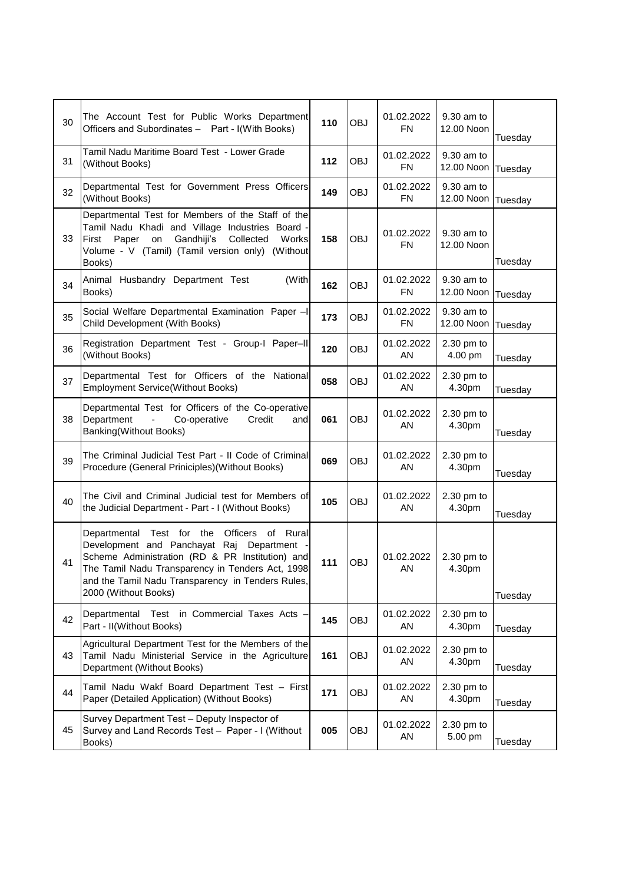| | | | | | | |
|---|---|---|---|---|---|---|
| 30 | The Account Test for Public Works Department Officers and Subordinates – Part - I(With Books) | 110 | OBJ | 01.02.2022 FN | 9.30 am to 12.00 Noon | Tuesday |
| 31 | Tamil Nadu Maritime Board Test - Lower Grade (Without Books) | 112 | OBJ | 01.02.2022 FN | 9.30 am to 12.00 Noon | Tuesday |
| 32 | Departmental Test for Government Press Officers (Without Books) | 149 | OBJ | 01.02.2022 FN | 9.30 am to 12.00 Noon | Tuesday |
| 33 | Departmental Test for Members of the Staff of the Tamil Nadu Khadi and Village Industries Board - First Paper on Gandhiji's Collected Works Volume - V (Tamil) (Tamil version only) (Without Books) | 158 | OBJ | 01.02.2022 FN | 9.30 am to 12.00 Noon | Tuesday |
| 34 | Animal Husbandry Department Test (With Books) | 162 | OBJ | 01.02.2022 FN | 9.30 am to 12.00 Noon | Tuesday |
| 35 | Social Welfare Departmental Examination Paper –I Child Development (With Books) | 173 | OBJ | 01.02.2022 FN | 9.30 am to 12.00 Noon | Tuesday |
| 36 | Registration Department Test - Group-I Paper–II (Without Books) | 120 | OBJ | 01.02.2022 AN | 2.30 pm to 4.00 pm | Tuesday |
| 37 | Departmental Test for Officers of the National Employment Service(Without Books) | 058 | OBJ | 01.02.2022 AN | 2.30 pm to 4.30pm | Tuesday |
| 38 | Departmental Test for Officers of the Co-operative Department - Co-operative Credit and Banking(Without Books) | 061 | OBJ | 01.02.2022 AN | 2.30 pm to 4.30pm | Tuesday |
| 39 | The Criminal Judicial Test Part - II Code of Criminal Procedure (General Priniciples)(Without Books) | 069 | OBJ | 01.02.2022 AN | 2.30 pm to 4.30pm | Tuesday |
| 40 | The Civil and Criminal Judicial test for Members of the Judicial Department - Part - I (Without Books) | 105 | OBJ | 01.02.2022 AN | 2.30 pm to 4.30pm | Tuesday |
| 41 | Departmental Test for the Officers of Rural Development and Panchayat Raj Department - Scheme Administration (RD & PR Institution) and The Tamil Nadu Transparency in Tenders Act, 1998 and the Tamil Nadu Transparency in Tenders Rules, 2000 (Without Books) | 111 | OBJ | 01.02.2022 AN | 2.30 pm to 4.30pm | Tuesday |
| 42 | Departmental Test in Commercial Taxes Acts – Part - II(Without Books) | 145 | OBJ | 01.02.2022 AN | 2.30 pm to 4.30pm | Tuesday |
| 43 | Agricultural Department Test for the Members of the Tamil Nadu Ministerial Service in the Agriculture Department (Without Books) | 161 | OBJ | 01.02.2022 AN | 2.30 pm to 4.30pm | Tuesday |
| 44 | Tamil Nadu Wakf Board Department Test – First Paper (Detailed Application) (Without Books) | 171 | OBJ | 01.02.2022 AN | 2.30 pm to 4.30pm | Tuesday |
| 45 | Survey Department Test – Deputy Inspector of Survey and Land Records Test – Paper - I (Without Books) | 005 | OBJ | 01.02.2022 AN | 2.30 pm to 5.00 pm | Tuesday |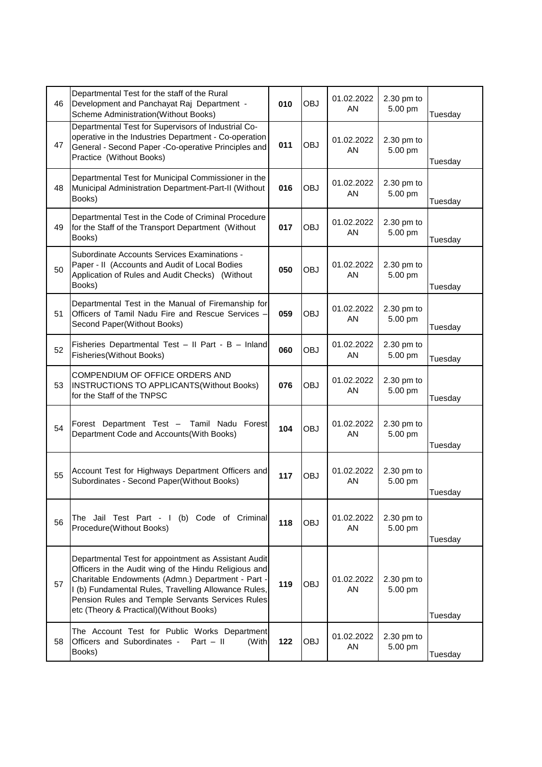| 46 | Departmental Test for the staff of the Rural Development and Panchayat Raj Department - Scheme Administration(Without Books) | 010 | OBJ | 01.02.2022 AN | 2.30 pm to 5.00 pm | Tuesday |
|---|---|---|---|---|---|---|
| 47 | Departmental Test for Supervisors of Industrial Co-operative in the Industries Department - Co-operation General - Second Paper -Co-operative Principles and Practice (Without Books) | 011 | OBJ | 01.02.2022 AN | 2.30 pm to 5.00 pm | Tuesday |
| 48 | Departmental Test for Municipal Commissioner in the Municipal Administration Department-Part-II (Without Books) | 016 | OBJ | 01.02.2022 AN | 2.30 pm to 5.00 pm | Tuesday |
| 49 | Departmental Test in the Code of Criminal Procedure for the Staff of the Transport Department (Without Books) | 017 | OBJ | 01.02.2022 AN | 2.30 pm to 5.00 pm | Tuesday |
| 50 | Subordinate Accounts Services Examinations - Paper - II (Accounts and Audit of Local Bodies Application of Rules and Audit Checks) (Without Books) | 050 | OBJ | 01.02.2022 AN | 2.30 pm to 5.00 pm | Tuesday |
| 51 | Departmental Test in the Manual of Firemanship for Officers of Tamil Nadu Fire and Rescue Services – Second Paper(Without Books) | 059 | OBJ | 01.02.2022 AN | 2.30 pm to 5.00 pm | Tuesday |
| 52 | Fisheries Departmental Test – II Part - B – Inland Fisheries(Without Books) | 060 | OBJ | 01.02.2022 AN | 2.30 pm to 5.00 pm | Tuesday |
| 53 | COMPENDIUM OF OFFICE ORDERS AND INSTRUCTIONS TO APPLICANTS(Without Books) for the Staff of the TNPSC | 076 | OBJ | 01.02.2022 AN | 2.30 pm to 5.00 pm | Tuesday |
| 54 | Forest Department Test – Tamil Nadu Forest Department Code and Accounts(With Books) | 104 | OBJ | 01.02.2022 AN | 2.30 pm to 5.00 pm | Tuesday |
| 55 | Account Test for Highways Department Officers and Subordinates - Second Paper(Without Books) | 117 | OBJ | 01.02.2022 AN | 2.30 pm to 5.00 pm | Tuesday |
| 56 | The Jail Test Part - I (b) Code of Criminal Procedure(Without Books) | 118 | OBJ | 01.02.2022 AN | 2.30 pm to 5.00 pm | Tuesday |
| 57 | Departmental Test for appointment as Assistant Audit Officers in the Audit wing of the Hindu Religious and Charitable Endowments (Admn.) Department - Part - I (b) Fundamental Rules, Travelling Allowance Rules, Pension Rules and Temple Servants Services Rules etc (Theory & Practical)(Without Books) | 119 | OBJ | 01.02.2022 AN | 2.30 pm to 5.00 pm | Tuesday |
| 58 | The Account Test for Public Works Department Officers and Subordinates - Part – II (With Books) | 122 | OBJ | 01.02.2022 AN | 2.30 pm to 5.00 pm | Tuesday |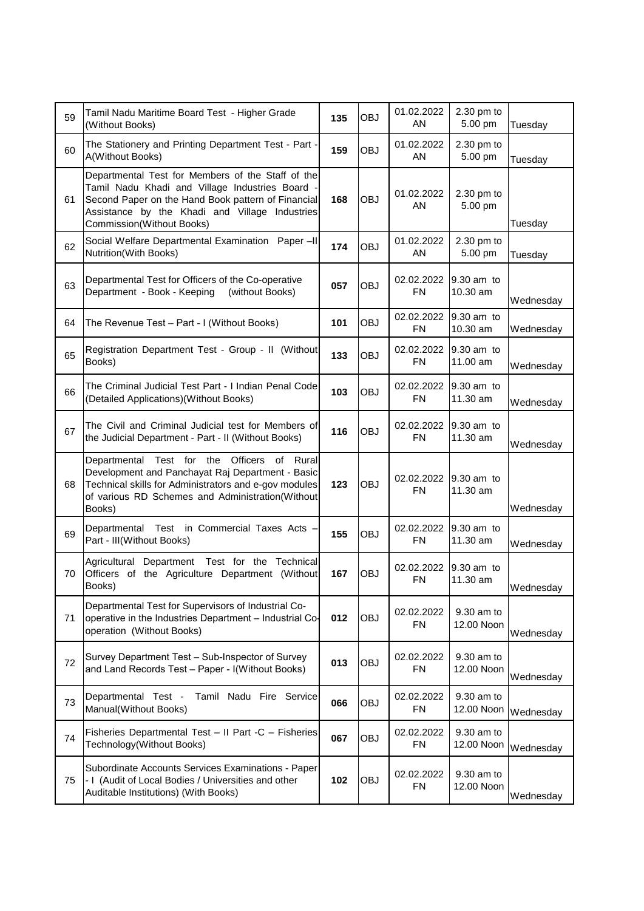| 59 | Tamil Nadu Maritime Board Test - Higher Grade (Without Books) | 135 | OBJ | 01.02.2022 AN | 2.30 pm to 5.00 pm | Tuesday |
|---|---|---|---|---|---|---|
| 60 | The Stationery and Printing Department Test - Part - A(Without Books) | 159 | OBJ | 01.02.2022 AN | 2.30 pm to 5.00 pm | Tuesday |
| 61 | Departmental Test for Members of the Staff of the Tamil Nadu Khadi and Village Industries Board - Second Paper on the Hand Book pattern of Financial Assistance by the Khadi and Village Industries Commission(Without Books) | 168 | OBJ | 01.02.2022 AN | 2.30 pm to 5.00 pm | Tuesday |
| 62 | Social Welfare Departmental Examination Paper –II Nutrition(With Books) | 174 | OBJ | 01.02.2022 AN | 2.30 pm to 5.00 pm | Tuesday |
| 63 | Departmental Test for Officers of the Co-operative Department - Book - Keeping (without Books) | 057 | OBJ | 02.02.2022 FN | 9.30 am to 10.30 am | Wednesday |
| 64 | The Revenue Test – Part - I (Without Books) | 101 | OBJ | 02.02.2022 FN | 9.30 am to 10.30 am | Wednesday |
| 65 | Registration Department Test - Group - II (Without Books) | 133 | OBJ | 02.02.2022 FN | 9.30 am to 11.00 am | Wednesday |
| 66 | The Criminal Judicial Test Part - I Indian Penal Code (Detailed Applications)(Without Books) | 103 | OBJ | 02.02.2022 FN | 9.30 am to 11.30 am | Wednesday |
| 67 | The Civil and Criminal Judicial test for Members of the Judicial Department - Part - II (Without Books) | 116 | OBJ | 02.02.2022 FN | 9.30 am to 11.30 am | Wednesday |
| 68 | Departmental Test for the Officers of Rural Development and Panchayat Raj Department - Basic Technical skills for Administrators and e-gov modules of various RD Schemes and Administration(Without Books) | 123 | OBJ | 02.02.2022 FN | 9.30 am to 11.30 am | Wednesday |
| 69 | Departmental Test in Commercial Taxes Acts – Part - III(Without Books) | 155 | OBJ | 02.02.2022 FN | 9.30 am to 11.30 am | Wednesday |
| 70 | Agricultural Department Test for the Technical Officers of the Agriculture Department (Without Books) | 167 | OBJ | 02.02.2022 FN | 9.30 am to 11.30 am | Wednesday |
| 71 | Departmental Test for Supervisors of Industrial Co-operative in the Industries Department – Industrial Co-operation (Without Books) | 012 | OBJ | 02.02.2022 FN | 9.30 am to 12.00 Noon | Wednesday |
| 72 | Survey Department Test – Sub-Inspector of Survey and Land Records Test – Paper - I(Without Books) | 013 | OBJ | 02.02.2022 FN | 9.30 am to 12.00 Noon | Wednesday |
| 73 | Departmental Test - Tamil Nadu Fire Service Manual(Without Books) | 066 | OBJ | 02.02.2022 FN | 9.30 am to 12.00 Noon | Wednesday |
| 74 | Fisheries Departmental Test – II Part -C – Fisheries Technology(Without Books) | 067 | OBJ | 02.02.2022 FN | 9.30 am to 12.00 Noon | Wednesday |
| 75 | Subordinate Accounts Services Examinations - Paper - I (Audit of Local Bodies / Universities and other Auditable Institutions) (With Books) | 102 | OBJ | 02.02.2022 FN | 9.30 am to 12.00 Noon | Wednesday |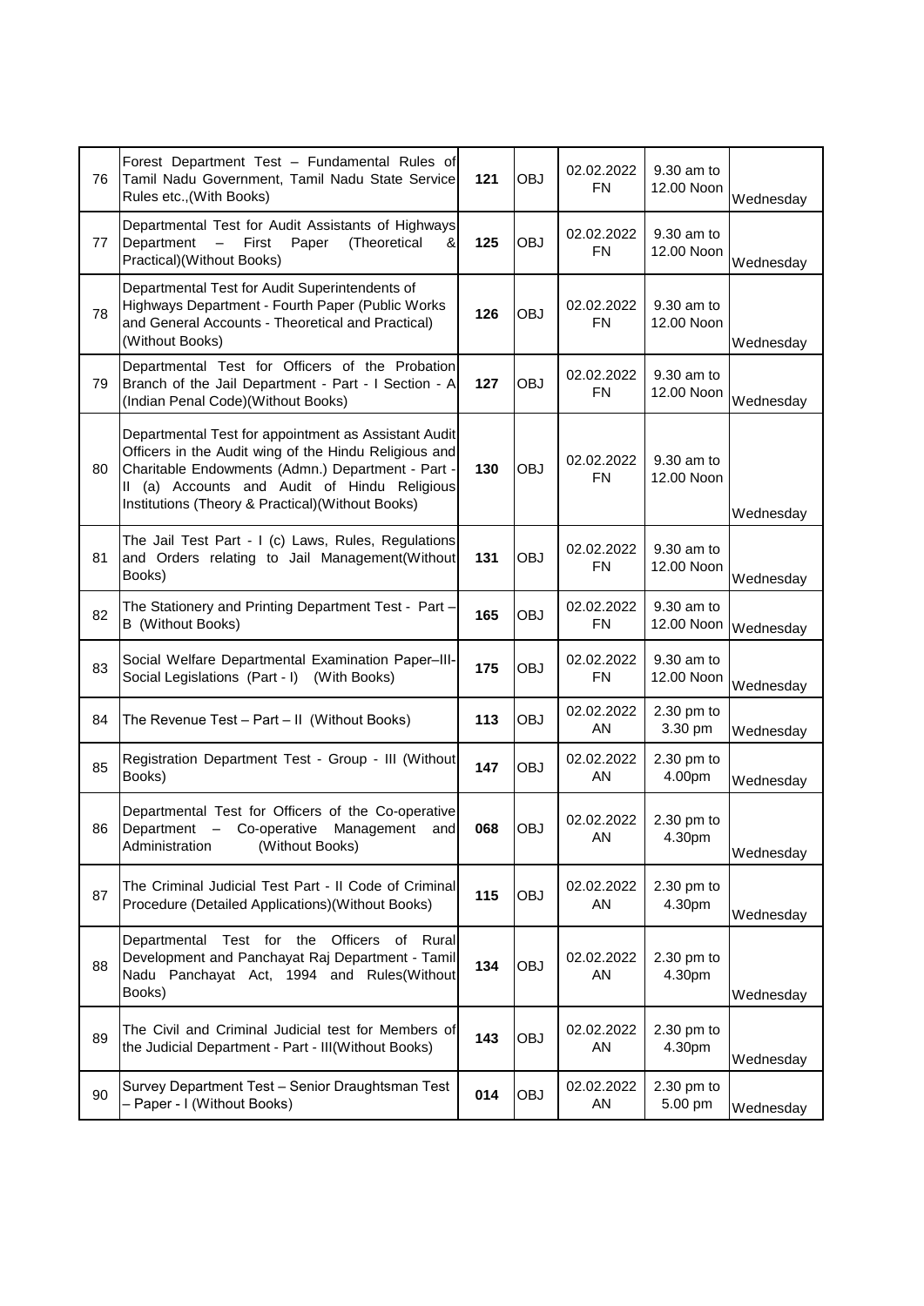| 76 | Forest Department Test – Fundamental Rules of Tamil Nadu Government, Tamil Nadu State Service Rules etc.,(With Books) | 121 | OBJ | 02.02.2022 FN | 9.30 am to 12.00 Noon | Wednesday |
|---|---|---|---|---|---|---|
| 77 | Departmental Test for Audit Assistants of Highways Department – First Paper (Theoretical & Practical)(Without Books) | 125 | OBJ | 02.02.2022 FN | 9.30 am to 12.00 Noon | Wednesday |
| 78 | Departmental Test for Audit Superintendents of Highways Department - Fourth Paper (Public Works and General Accounts - Theoretical and Practical) (Without Books) | 126 | OBJ | 02.02.2022 FN | 9.30 am to 12.00 Noon | Wednesday |
| 79 | Departmental Test for Officers of the Probation Branch of the Jail Department - Part - I Section - A (Indian Penal Code)(Without Books) | 127 | OBJ | 02.02.2022 FN | 9.30 am to 12.00 Noon | Wednesday |
| 80 | Departmental Test for appointment as Assistant Audit Officers in the Audit wing of the Hindu Religious and Charitable Endowments (Admn.) Department - Part - II (a) Accounts and Audit of Hindu Religious Institutions (Theory & Practical)(Without Books) | 130 | OBJ | 02.02.2022 FN | 9.30 am to 12.00 Noon | Wednesday |
| 81 | The Jail Test Part - I (c) Laws, Rules, Regulations and Orders relating to Jail Management(Without Books) | 131 | OBJ | 02.02.2022 FN | 9.30 am to 12.00 Noon | Wednesday |
| 82 | The Stationery and Printing Department Test - Part – B (Without Books) | 165 | OBJ | 02.02.2022 FN | 9.30 am to 12.00 Noon | Wednesday |
| 83 | Social Welfare Departmental Examination Paper–III- Social Legislations (Part - I) (With Books) | 175 | OBJ | 02.02.2022 FN | 9.30 am to 12.00 Noon | Wednesday |
| 84 | The Revenue Test – Part – II (Without Books) | 113 | OBJ | 02.02.2022 AN | 2.30 pm to 3.30 pm | Wednesday |
| 85 | Registration Department Test - Group - III (Without Books) | 147 | OBJ | 02.02.2022 AN | 2.30 pm to 4.00pm | Wednesday |
| 86 | Departmental Test for Officers of the Co-operative Department – Co-operative Management and Administration (Without Books) | 068 | OBJ | 02.02.2022 AN | 2.30 pm to 4.30pm | Wednesday |
| 87 | The Criminal Judicial Test Part - II Code of Criminal Procedure (Detailed Applications)(Without Books) | 115 | OBJ | 02.02.2022 AN | 2.30 pm to 4.30pm | Wednesday |
| 88 | Departmental Test for the Officers of Rural Development and Panchayat Raj Department - Tamil Nadu Panchayat Act, 1994 and Rules(Without Books) | 134 | OBJ | 02.02.2022 AN | 2.30 pm to 4.30pm | Wednesday |
| 89 | The Civil and Criminal Judicial test for Members of the Judicial Department - Part - III(Without Books) | 143 | OBJ | 02.02.2022 AN | 2.30 pm to 4.30pm | Wednesday |
| 90 | Survey Department Test – Senior Draughtsman Test – Paper - I (Without Books) | 014 | OBJ | 02.02.2022 AN | 2.30 pm to 5.00 pm | Wednesday |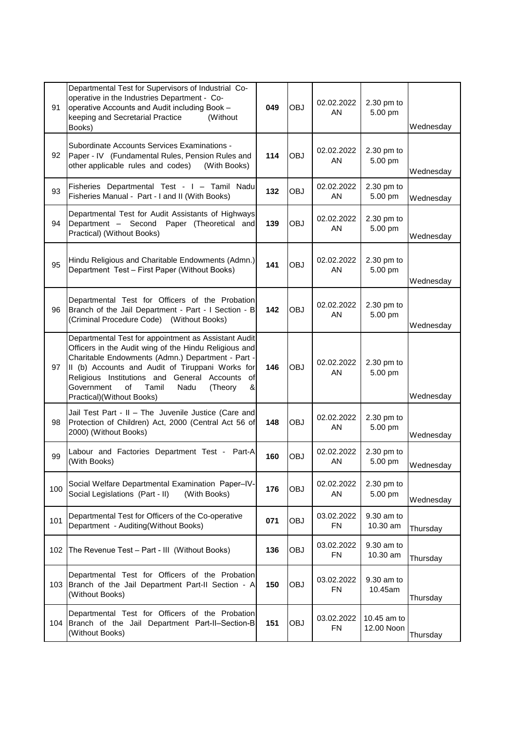| | | | | | | |
|---|---|---|---|---|---|---|
| 91 | Departmental Test for Supervisors of Industrial Co-operative in the Industries Department - Co-operative Accounts and Audit including Book – keeping and Secretarial Practice (Without Books) | 049 | OBJ | 02.02.2022 AN | 2.30 pm to 5.00 pm | Wednesday |
| 92 | Subordinate Accounts Services Examinations - Paper - IV (Fundamental Rules, Pension Rules and other applicable rules and codes) (With Books) | 114 | OBJ | 02.02.2022 AN | 2.30 pm to 5.00 pm | Wednesday |
| 93 | Fisheries Departmental Test - I – Tamil Nadu Fisheries Manual - Part - I and II (With Books) | 132 | OBJ | 02.02.2022 AN | 2.30 pm to 5.00 pm | Wednesday |
| 94 | Departmental Test for Audit Assistants of Highways Department – Second Paper (Theoretical and Practical) (Without Books) | 139 | OBJ | 02.02.2022 AN | 2.30 pm to 5.00 pm | Wednesday |
| 95 | Hindu Religious and Charitable Endowments (Admn.) Department Test – First Paper (Without Books) | 141 | OBJ | 02.02.2022 AN | 2.30 pm to 5.00 pm | Wednesday |
| 96 | Departmental Test for Officers of the Probation Branch of the Jail Department - Part - I Section - B (Criminal Procedure Code) (Without Books) | 142 | OBJ | 02.02.2022 AN | 2.30 pm to 5.00 pm | Wednesday |
| 97 | Departmental Test for appointment as Assistant Audit Officers in the Audit wing of the Hindu Religious and Charitable Endowments (Admn.) Department - Part - II (b) Accounts and Audit of Tiruppani Works for Religious Institutions and General Accounts of Government of Tamil Nadu (Theory & Practical)(Without Books) | 146 | OBJ | 02.02.2022 AN | 2.30 pm to 5.00 pm | Wednesday |
| 98 | Jail Test Part - II – The Juvenile Justice (Care and Protection of Children) Act, 2000 (Central Act 56 of 2000) (Without Books) | 148 | OBJ | 02.02.2022 AN | 2.30 pm to 5.00 pm | Wednesday |
| 99 | Labour and Factories Department Test - Part-A (With Books) | 160 | OBJ | 02.02.2022 AN | 2.30 pm to 5.00 pm | Wednesday |
| 100 | Social Welfare Departmental Examination Paper–IV- Social Legislations (Part - II) (With Books) | 176 | OBJ | 02.02.2022 AN | 2.30 pm to 5.00 pm | Wednesday |
| 101 | Departmental Test for Officers of the Co-operative Department - Auditing(Without Books) | 071 | OBJ | 03.02.2022 FN | 9.30 am to 10.30 am | Thursday |
| 102 | The Revenue Test – Part - III (Without Books) | 136 | OBJ | 03.02.2022 FN | 9.30 am to 10.30 am | Thursday |
| 103 | Departmental Test for Officers of the Probation Branch of the Jail Department Part-II Section - A (Without Books) | 150 | OBJ | 03.02.2022 FN | 9.30 am to 10.45am | Thursday |
| 104 | Departmental Test for Officers of the Probation Branch of the Jail Department Part-II–Section-B (Without Books) | 151 | OBJ | 03.02.2022 FN | 10.45 am to 12.00 Noon | Thursday |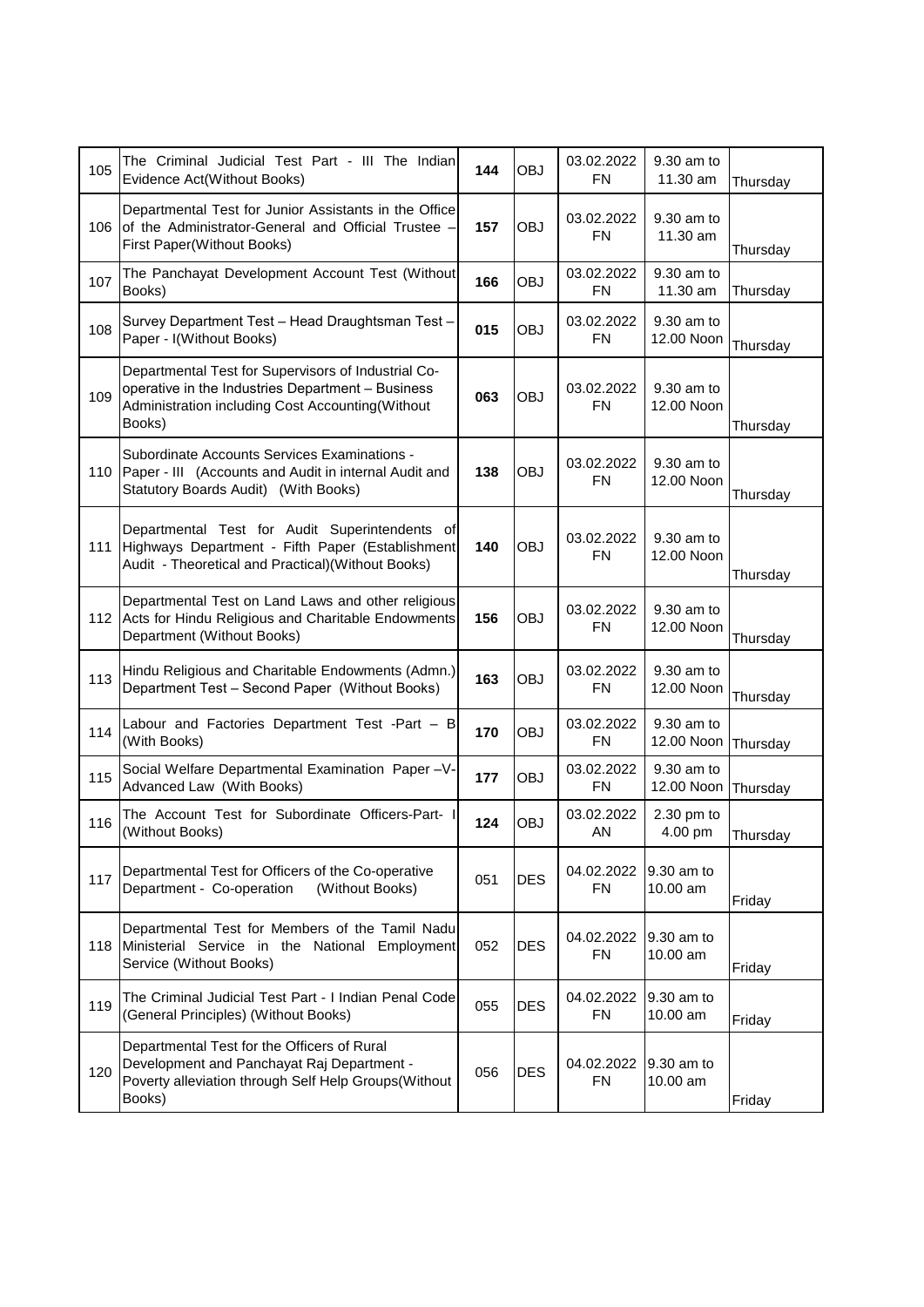| | | | | | | |
|---|---|---|---|---|---|---|
| 105 | The Criminal Judicial Test Part - III The Indian Evidence Act(Without Books) | 144 | OBJ | 03.02.2022 FN | 9.30 am to 11.30 am | Thursday |
| 106 | Departmental Test for Junior Assistants in the Office of the Administrator-General and Official Trustee – First Paper(Without Books) | 157 | OBJ | 03.02.2022 FN | 9.30 am to 11.30 am | Thursday |
| 107 | The Panchayat Development Account Test (Without Books) | 166 | OBJ | 03.02.2022 FN | 9.30 am to 11.30 am | Thursday |
| 108 | Survey Department Test – Head Draughtsman Test – Paper - I(Without Books) | 015 | OBJ | 03.02.2022 FN | 9.30 am to 12.00 Noon | Thursday |
| 109 | Departmental Test for Supervisors of Industrial Co-operative in the Industries Department – Business Administration including Cost Accounting(Without Books) | 063 | OBJ | 03.02.2022 FN | 9.30 am to 12.00 Noon | Thursday |
| 110 | Subordinate Accounts Services Examinations - Paper - III (Accounts and Audit in internal Audit and Statutory Boards Audit) (With Books) | 138 | OBJ | 03.02.2022 FN | 9.30 am to 12.00 Noon | Thursday |
| 111 | Departmental Test for Audit Superintendents of Highways Department - Fifth Paper (Establishment Audit - Theoretical and Practical)(Without Books) | 140 | OBJ | 03.02.2022 FN | 9.30 am to 12.00 Noon | Thursday |
| 112 | Departmental Test on Land Laws and other religious Acts for Hindu Religious and Charitable Endowments Department (Without Books) | 156 | OBJ | 03.02.2022 FN | 9.30 am to 12.00 Noon | Thursday |
| 113 | Hindu Religious and Charitable Endowments (Admn.) Department Test – Second Paper (Without Books) | 163 | OBJ | 03.02.2022 FN | 9.30 am to 12.00 Noon | Thursday |
| 114 | Labour and Factories Department Test -Part – B (With Books) | 170 | OBJ | 03.02.2022 FN | 9.30 am to 12.00 Noon | Thursday |
| 115 | Social Welfare Departmental Examination Paper –V- Advanced Law (With Books) | 177 | OBJ | 03.02.2022 FN | 9.30 am to 12.00 Noon | Thursday |
| 116 | The Account Test for Subordinate Officers-Part- I (Without Books) | 124 | OBJ | 03.02.2022 AN | 2.30 pm to 4.00 pm | Thursday |
| 117 | Departmental Test for Officers of the Co-operative Department - Co-operation (Without Books) | 051 | DES | 04.02.2022 FN | 9.30 am to 10.00 am | Friday |
| 118 | Departmental Test for Members of the Tamil Nadu Ministerial Service in the National Employment Service (Without Books) | 052 | DES | 04.02.2022 FN | 9.30 am to 10.00 am | Friday |
| 119 | The Criminal Judicial Test Part - I Indian Penal Code (General Principles) (Without Books) | 055 | DES | 04.02.2022 FN | 9.30 am to 10.00 am | Friday |
| 120 | Departmental Test for the Officers of Rural Development and Panchayat Raj Department - Poverty alleviation through Self Help Groups(Without Books) | 056 | DES | 04.02.2022 FN | 9.30 am to 10.00 am | Friday |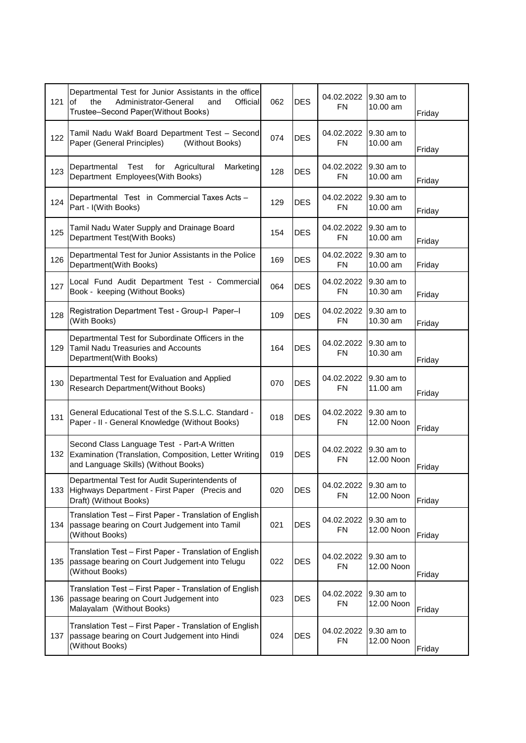| | | | | | | |
|---|---|---|---|---|---|---|
| 121 | Departmental Test for Junior Assistants in the office of the Administrator-General and Official Trustee–Second Paper(Without Books) | 062 | DES | 04.02.2022 FN | 9.30 am to 10.00 am | Friday |
| 122 | Tamil Nadu Wakf Board Department Test – Second Paper (General Principles) (Without Books) | 074 | DES | 04.02.2022 FN | 9.30 am to 10.00 am | Friday |
| 123 | Departmental Test for Agricultural Marketing Department Employees(With Books) | 128 | DES | 04.02.2022 FN | 9.30 am to 10.00 am | Friday |
| 124 | Departmental Test in Commercial Taxes Acts – Part - I(With Books) | 129 | DES | 04.02.2022 FN | 9.30 am to 10.00 am | Friday |
| 125 | Tamil Nadu Water Supply and Drainage Board Department Test(With Books) | 154 | DES | 04.02.2022 FN | 9.30 am to 10.00 am | Friday |
| 126 | Departmental Test for Junior Assistants in the Police Department(With Books) | 169 | DES | 04.02.2022 FN | 9.30 am to 10.00 am | Friday |
| 127 | Local Fund Audit Department Test - Commercial Book - keeping (Without Books) | 064 | DES | 04.02.2022 FN | 9.30 am to 10.30 am | Friday |
| 128 | Registration Department Test - Group-I Paper–I (With Books) | 109 | DES | 04.02.2022 FN | 9.30 am to 10.30 am | Friday |
| 129 | Departmental Test for Subordinate Officers in the Tamil Nadu Treasuries and Accounts Department(With Books) | 164 | DES | 04.02.2022 FN | 9.30 am to 10.30 am | Friday |
| 130 | Departmental Test for Evaluation and Applied Research Department(Without Books) | 070 | DES | 04.02.2022 FN | 9.30 am to 11.00 am | Friday |
| 131 | General Educational Test of the S.S.L.C. Standard - Paper - II - General Knowledge (Without Books) | 018 | DES | 04.02.2022 FN | 9.30 am to 12.00 Noon | Friday |
| 132 | Second Class Language Test - Part-A Written Examination (Translation, Composition, Letter Writing and Language Skills) (Without Books) | 019 | DES | 04.02.2022 FN | 9.30 am to 12.00 Noon | Friday |
| 133 | Departmental Test for Audit Superintendents of Highways Department - First Paper (Precis and Draft) (Without Books) | 020 | DES | 04.02.2022 FN | 9.30 am to 12.00 Noon | Friday |
| 134 | Translation Test – First Paper - Translation of English passage bearing on Court Judgement into Tamil (Without Books) | 021 | DES | 04.02.2022 FN | 9.30 am to 12.00 Noon | Friday |
| 135 | Translation Test – First Paper - Translation of English passage bearing on Court Judgement into Telugu (Without Books) | 022 | DES | 04.02.2022 FN | 9.30 am to 12.00 Noon | Friday |
| 136 | Translation Test – First Paper - Translation of English passage bearing on Court Judgement into Malayalam (Without Books) | 023 | DES | 04.02.2022 FN | 9.30 am to 12.00 Noon | Friday |
| 137 | Translation Test – First Paper - Translation of English passage bearing on Court Judgement into Hindi (Without Books) | 024 | DES | 04.02.2022 FN | 9.30 am to 12.00 Noon | Friday |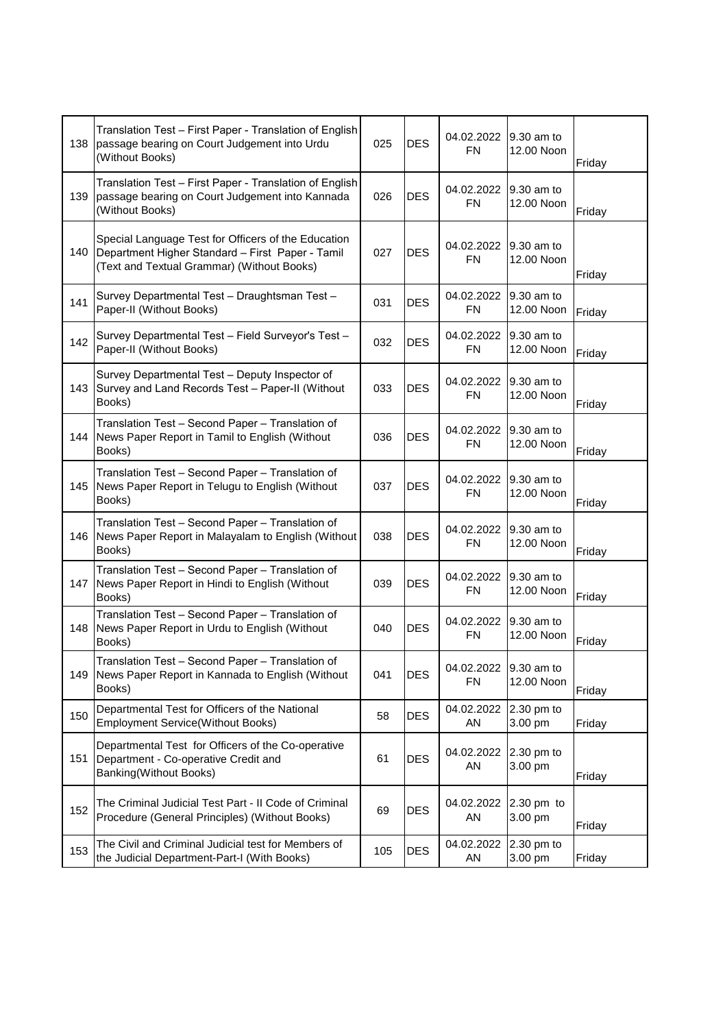| 138 | Translation Test – First Paper - Translation of English passage bearing on Court Judgement into Urdu (Without Books) | 025 | DES | 04.02.2022 FN | 9.30 am to 12.00 Noon | Friday |
|---|---|---|---|---|---|---|
| 139 | Translation Test – First Paper - Translation of English passage bearing on Court Judgement into Kannada (Without Books) | 026 | DES | 04.02.2022 FN | 9.30 am to 12.00 Noon | Friday |
| 140 | Special Language Test for Officers of the Education Department Higher Standard – First Paper - Tamil (Text and Textual Grammar) (Without Books) | 027 | DES | 04.02.2022 FN | 9.30 am to 12.00 Noon | Friday |
| 141 | Survey Departmental Test – Draughtsman Test – Paper-II (Without Books) | 031 | DES | 04.02.2022 FN | 9.30 am to 12.00 Noon | Friday |
| 142 | Survey Departmental Test – Field Surveyor's Test – Paper-II (Without Books) | 032 | DES | 04.02.2022 FN | 9.30 am to 12.00 Noon | Friday |
| 143 | Survey Departmental Test – Deputy Inspector of Survey and Land Records Test – Paper-II (Without Books) | 033 | DES | 04.02.2022 FN | 9.30 am to 12.00 Noon | Friday |
| 144 | Translation Test – Second Paper – Translation of News Paper Report in Tamil to English (Without Books) | 036 | DES | 04.02.2022 FN | 9.30 am to 12.00 Noon | Friday |
| 145 | Translation Test – Second Paper – Translation of News Paper Report in Telugu to English (Without Books) | 037 | DES | 04.02.2022 FN | 9.30 am to 12.00 Noon | Friday |
| 146 | Translation Test – Second Paper – Translation of News Paper Report in Malayalam to English (Without Books) | 038 | DES | 04.02.2022 FN | 9.30 am to 12.00 Noon | Friday |
| 147 | Translation Test – Second Paper – Translation of News Paper Report in Hindi to English (Without Books) | 039 | DES | 04.02.2022 FN | 9.30 am to 12.00 Noon | Friday |
| 148 | Translation Test – Second Paper – Translation of News Paper Report in Urdu to English (Without Books) | 040 | DES | 04.02.2022 FN | 9.30 am to 12.00 Noon | Friday |
| 149 | Translation Test – Second Paper – Translation of News Paper Report in Kannada to English (Without Books) | 041 | DES | 04.02.2022 FN | 9.30 am to 12.00 Noon | Friday |
| 150 | Departmental Test for Officers of the National Employment Service(Without Books) | 58 | DES | 04.02.2022 AN | 2.30 pm to 3.00 pm | Friday |
| 151 | Departmental Test for Officers of the Co-operative Department - Co-operative Credit and Banking(Without Books) | 61 | DES | 04.02.2022 AN | 2.30 pm to 3.00 pm | Friday |
| 152 | The Criminal Judicial Test Part - II Code of Criminal Procedure (General Principles) (Without Books) | 69 | DES | 04.02.2022 AN | 2.30 pm to 3.00 pm | Friday |
| 153 | The Civil and Criminal Judicial test for Members of the Judicial Department-Part-I (With Books) | 105 | DES | 04.02.2022 AN | 2.30 pm to 3.00 pm | Friday |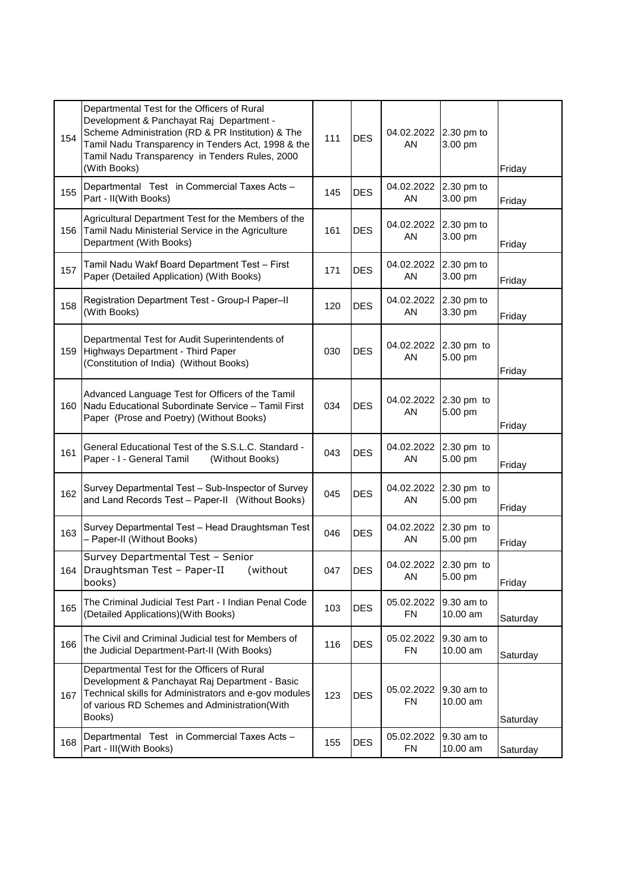| 154 | Departmental Test for the Officers of Rural Development & Panchayat Raj Department - Scheme Administration (RD & PR Institution) & The Tamil Nadu Transparency in Tenders Act, 1998 & the Tamil Nadu Transparency in Tenders Rules, 2000 (With Books) | 111 | DES | 04.02.2022 AN | 2.30 pm to 3.00 pm | Friday |
|---|---|---|---|---|---|---|
| 155 | Departmental Test in Commercial Taxes Acts – Part - II(With Books) | 145 | DES | 04.02.2022 AN | 2.30 pm to 3.00 pm | Friday |
| 156 | Agricultural Department Test for the Members of the Tamil Nadu Ministerial Service in the Agriculture Department (With Books) | 161 | DES | 04.02.2022 AN | 2.30 pm to 3.00 pm | Friday |
| 157 | Tamil Nadu Wakf Board Department Test – First Paper (Detailed Application) (With Books) | 171 | DES | 04.02.2022 AN | 2.30 pm to 3.00 pm | Friday |
| 158 | Registration Department Test - Group-I Paper–II (With Books) | 120 | DES | 04.02.2022 AN | 2.30 pm to 3.30 pm | Friday |
| 159 | Departmental Test for Audit Superintendents of Highways Department - Third Paper (Constitution of India) (Without Books) | 030 | DES | 04.02.2022 AN | 2.30 pm to 5.00 pm | Friday |
| 160 | Advanced Language Test for Officers of the Tamil Nadu Educational Subordinate Service – Tamil First Paper (Prose and Poetry) (Without Books) | 034 | DES | 04.02.2022 AN | 2.30 pm to 5.00 pm | Friday |
| 161 | General Educational Test of the S.S.L.C. Standard - Paper - I - General Tamil (Without Books) | 043 | DES | 04.02.2022 AN | 2.30 pm to 5.00 pm | Friday |
| 162 | Survey Departmental Test – Sub-Inspector of Survey and Land Records Test – Paper-II (Without Books) | 045 | DES | 04.02.2022 AN | 2.30 pm to 5.00 pm | Friday |
| 163 | Survey Departmental Test – Head Draughtsman Test – Paper-II (Without Books) | 046 | DES | 04.02.2022 AN | 2.30 pm to 5.00 pm | Friday |
| 164 | Survey Departmental Test – Senior Draughtsman Test – Paper-II (without books) | 047 | DES | 04.02.2022 AN | 2.30 pm to 5.00 pm | Friday |
| 165 | The Criminal Judicial Test Part - I Indian Penal Code (Detailed Applications)(With Books) | 103 | DES | 05.02.2022 FN | 9.30 am to 10.00 am | Saturday |
| 166 | The Civil and Criminal Judicial test for Members of the Judicial Department-Part-II (With Books) | 116 | DES | 05.02.2022 FN | 9.30 am to 10.00 am | Saturday |
| 167 | Departmental Test for the Officers of Rural Development & Panchayat Raj Department - Basic Technical skills for Administrators and e-gov modules of various RD Schemes and Administration(With Books) | 123 | DES | 05.02.2022 FN | 9.30 am to 10.00 am | Saturday |
| 168 | Departmental Test in Commercial Taxes Acts – Part - III(With Books) | 155 | DES | 05.02.2022 FN | 9.30 am to 10.00 am | Saturday |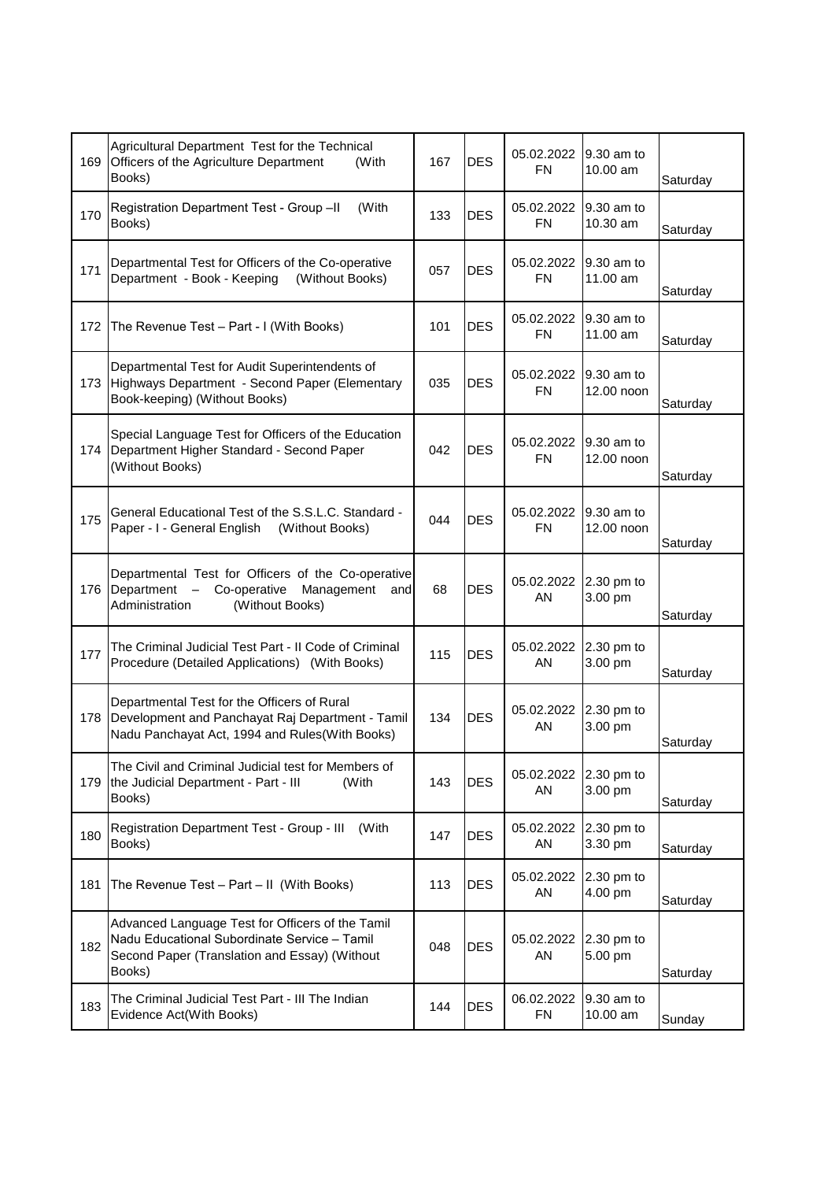| | | | | | | |
|---|---|---|---|---|---|---|
| 169 | Agricultural Department Test for the Technical Officers of the Agriculture Department (With Books) | 167 | DES | 05.02.2022 FN | 9.30 am to 10.00 am | Saturday |
| 170 | Registration Department Test - Group –II (With Books) | 133 | DES | 05.02.2022 FN | 9.30 am to 10.30 am | Saturday |
| 171 | Departmental Test for Officers of the Co-operative Department - Book - Keeping (Without Books) | 057 | DES | 05.02.2022 FN | 9.30 am to 11.00 am | Saturday |
| 172 | The Revenue Test – Part - I (With Books) | 101 | DES | 05.02.2022 FN | 9.30 am to 11.00 am | Saturday |
| 173 | Departmental Test for Audit Superintendents of Highways Department - Second Paper (Elementary Book-keeping) (Without Books) | 035 | DES | 05.02.2022 FN | 9.30 am to 12.00 noon | Saturday |
| 174 | Special Language Test for Officers of the Education Department Higher Standard - Second Paper (Without Books) | 042 | DES | 05.02.2022 FN | 9.30 am to 12.00 noon | Saturday |
| 175 | General Educational Test of the S.S.L.C. Standard - Paper - I - General English (Without Books) | 044 | DES | 05.02.2022 FN | 9.30 am to 12.00 noon | Saturday |
| 176 | Departmental Test for Officers of the Co-operative Department – Co-operative Management and Administration (Without Books) | 68 | DES | 05.02.2022 AN | 2.30 pm to 3.00 pm | Saturday |
| 177 | The Criminal Judicial Test Part - II Code of Criminal Procedure (Detailed Applications) (With Books) | 115 | DES | 05.02.2022 AN | 2.30 pm to 3.00 pm | Saturday |
| 178 | Departmental Test for the Officers of Rural Development and Panchayat Raj Department - Tamil Nadu Panchayat Act, 1994 and Rules(With Books) | 134 | DES | 05.02.2022 AN | 2.30 pm to 3.00 pm | Saturday |
| 179 | The Civil and Criminal Judicial test for Members of the Judicial Department - Part - III (With Books) | 143 | DES | 05.02.2022 AN | 2.30 pm to 3.00 pm | Saturday |
| 180 | Registration Department Test - Group - III (With Books) | 147 | DES | 05.02.2022 AN | 2.30 pm to 3.30 pm | Saturday |
| 181 | The Revenue Test – Part – II (With Books) | 113 | DES | 05.02.2022 AN | 2.30 pm to 4.00 pm | Saturday |
| 182 | Advanced Language Test for Officers of the Tamil Nadu Educational Subordinate Service – Tamil Second Paper (Translation and Essay) (Without Books) | 048 | DES | 05.02.2022 AN | 2.30 pm to 5.00 pm | Saturday |
| 183 | The Criminal Judicial Test Part - III The Indian Evidence Act(With Books) | 144 | DES | 06.02.2022 FN | 9.30 am to 10.00 am | Sunday |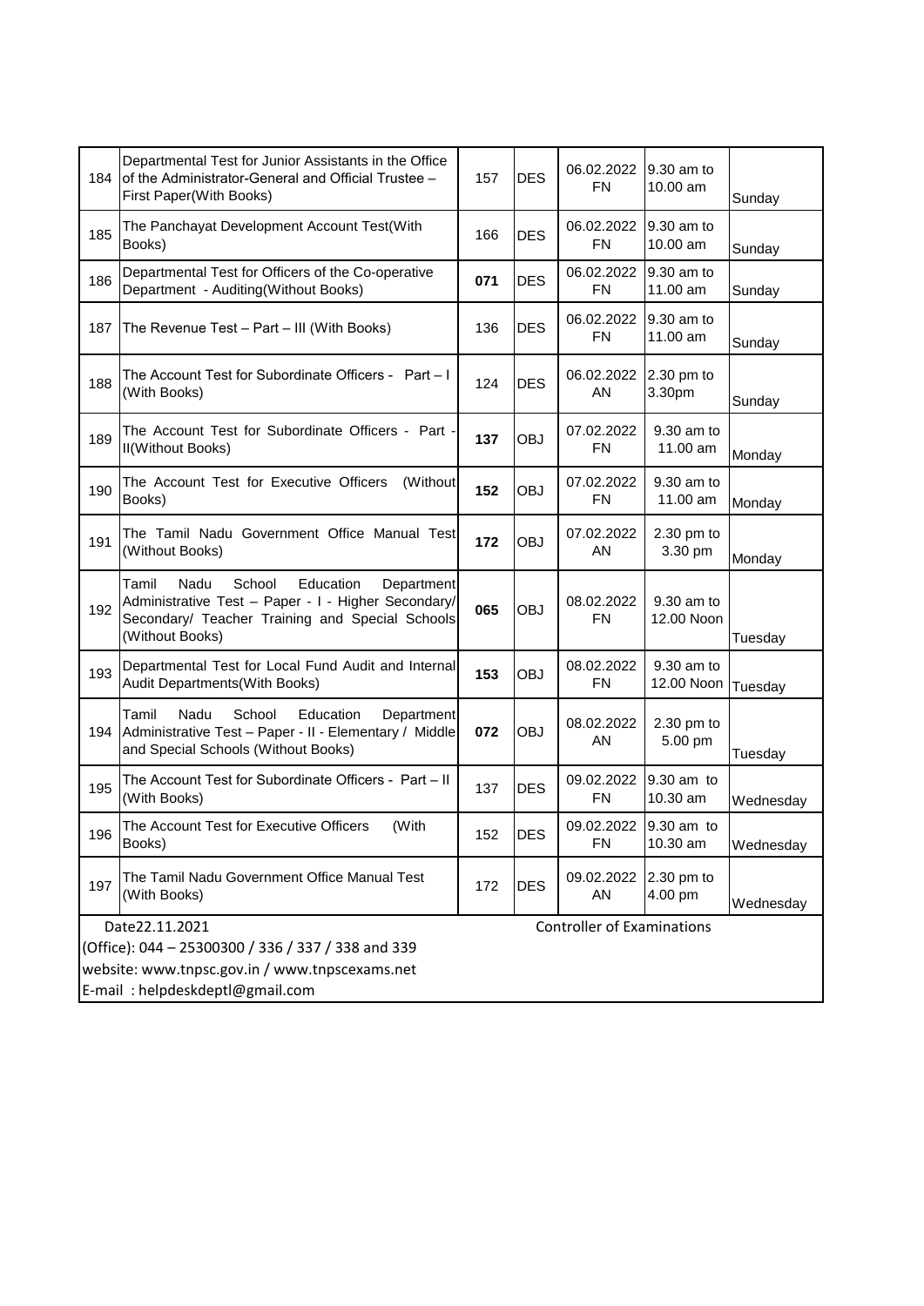| | | | | | | |
|---|---|---|---|---|---|---|
| 184 | Departmental Test for Junior Assistants in the Office of the Administrator-General and Official Trustee – First Paper(With Books) | 157 | DES | 06.02.2022 FN | 9.30 am to 10.00 am | Sunday |
| 185 | The Panchayat Development Account Test(With Books) | 166 | DES | 06.02.2022 FN | 9.30 am to 10.00 am | Sunday |
| 186 | Departmental Test for Officers of the Co-operative Department - Auditing(Without Books) | **071** | DES | 06.02.2022 FN | 9.30 am to 11.00 am | Sunday |
| 187 | The Revenue Test – Part – III (With Books) | 136 | DES | 06.02.2022 FN | 9.30 am to 11.00 am | Sunday |
| 188 | The Account Test for Subordinate Officers - Part – I (With Books) | 124 | DES | 06.02.2022 AN | 2.30 pm to 3.30pm | Sunday |
| 189 | The Account Test for Subordinate Officers - Part - II(Without Books) | **137** | OBJ | 07.02.2022 FN | 9.30 am to 11.00 am | Monday |
| 190 | The Account Test for Executive Officers (Without Books) | **152** | OBJ | 07.02.2022 FN | 9.30 am to 11.00 am | Monday |
| 191 | The Tamil Nadu Government Office Manual Test (Without Books) | **172** | OBJ | 07.02.2022 AN | 2.30 pm to 3.30 pm | Monday |
| 192 | Tamil Nadu School Education Department Administrative Test – Paper - I - Higher Secondary/ Secondary/ Teacher Training and Special Schools (Without Books) | **065** | OBJ | 08.02.2022 FN | 9.30 am to 12.00 Noon | Tuesday |
| 193 | Departmental Test for Local Fund Audit and Internal Audit Departments(With Books) | **153** | OBJ | 08.02.2022 FN | 9.30 am to 12.00 Noon | Tuesday |
| 194 | Tamil Nadu School Education Department Administrative Test – Paper - II - Elementary / Middle and Special Schools (Without Books) | **072** | OBJ | 08.02.2022 AN | 2.30 pm to 5.00 pm | Tuesday |
| 195 | The Account Test for Subordinate Officers - Part – II (With Books) | 137 | DES | 09.02.2022 FN | 9.30 am to 10.30 am | Wednesday |
| 196 | The Account Test for Executive Officers (With Books) | 152 | DES | 09.02.2022 FN | 9.30 am to 10.30 am | Wednesday |
| 197 | The Tamil Nadu Government Office Manual Test (With Books) | 172 | DES | 09.02.2022 AN | 2.30 pm to 4.00 pm | Wednesday |

Date22.11.2021

Controller of Examinations

(Office): 044 – 25300300 / 336 / 337 / 338 and 339

website: www.tnpsc.gov.in / www.tnpscexams.net

E-mail : helpdeskdeptl@gmail.com